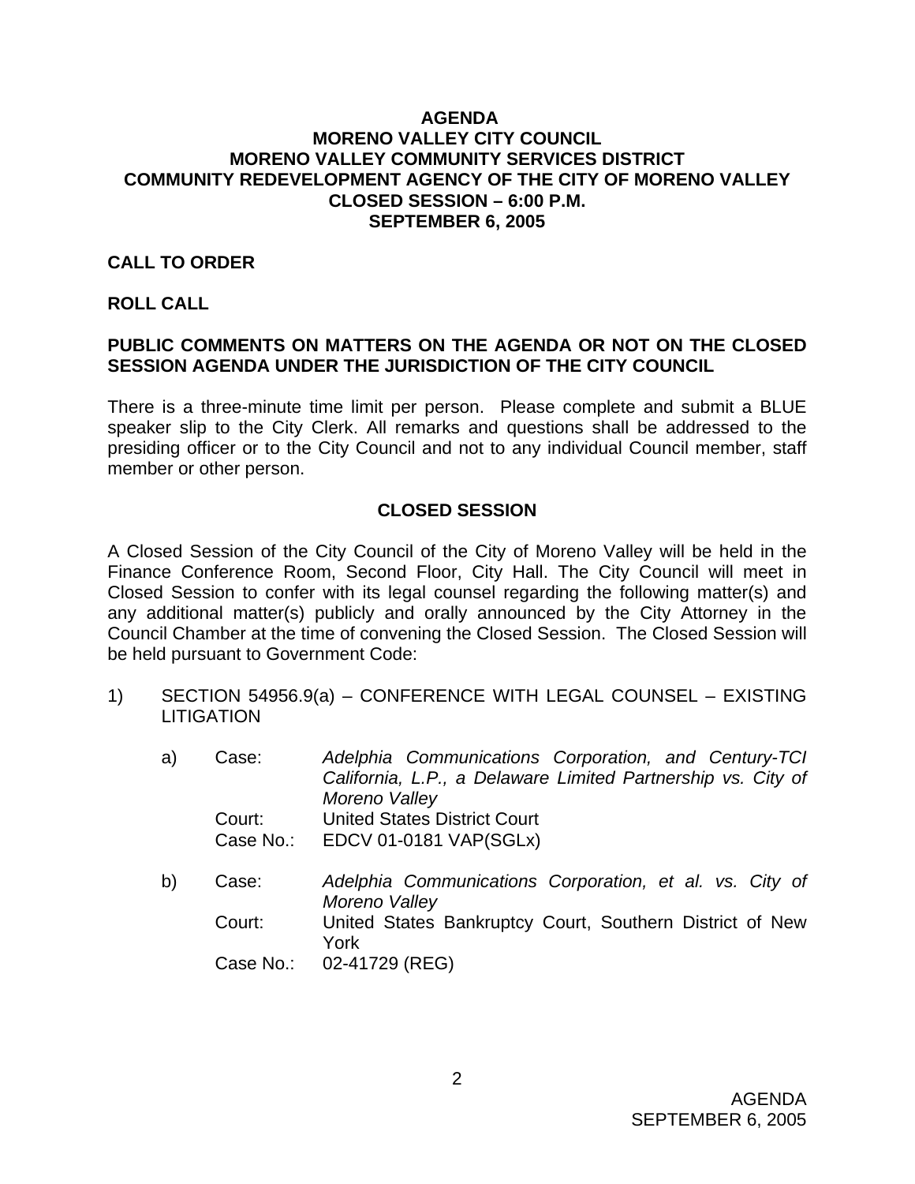# AGENDA
# MORENO VALLEY CITY COUNCIL
# MORENO VALLEY COMMUNITY SERVICES DISTRICT
# COMMUNITY REDEVELOPMENT AGENCY OF THE CITY OF MORENO VALLEY
# CLOSED SESSION – 6:00 P.M.
# SEPTEMBER 6, 2005

**CALL TO ORDER**

**ROLL CALL**

**PUBLIC COMMENTS ON MATTERS ON THE AGENDA OR NOT ON THE CLOSED SESSION AGENDA UNDER THE JURISDICTION OF THE CITY COUNCIL**

There is a three-minute time limit per person. Please complete and submit a BLUE speaker slip to the City Clerk. All remarks and questions shall be addressed to the presiding officer or to the City Council and not to any individual Council member, staff member or other person.

## CLOSED SESSION

A Closed Session of the City Council of the City of Moreno Valley will be held in the Finance Conference Room, Second Floor, City Hall. The City Council will meet in Closed Session to confer with its legal counsel regarding the following matter(s) and any additional matter(s) publicly and orally announced by the City Attorney in the Council Chamber at the time of convening the Closed Session. The Closed Session will be held pursuant to Government Code:

1) SECTION 54956.9(a) – CONFERENCE WITH LEGAL COUNSEL – EXISTING LITIGATION

   a) Case: *Adelphia Communications Corporation, and Century-TCI California, L.P., a Delaware Limited Partnership vs. City of Moreno Valley*
      Court: United States District Court
      Case No.: EDCV 01-0181 VAP(SGLx)

   b) Case: *Adelphia Communications Corporation, et al. vs. City of Moreno Valley*
      Court: United States Bankruptcy Court, Southern District of New York
      Case No.: 02-41729 (REG)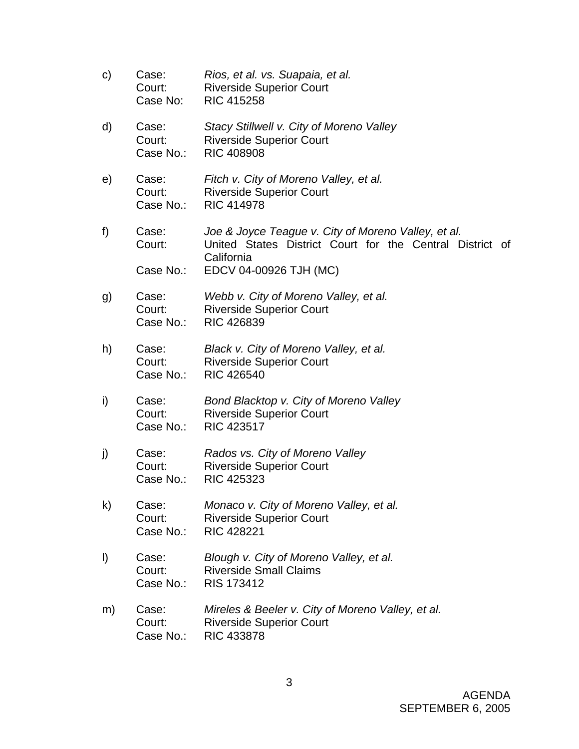c) Case: *Rios, et al. vs. Suapaia, et al.*
   Court: Riverside Superior Court
   Case No: RIC 415258

d) Case: *Stacy Stillwell v. City of Moreno Valley*
   Court: Riverside Superior Court
   Case No.: RIC 408908

e) Case: *Fitch v. City of Moreno Valley, et al.*
   Court: Riverside Superior Court
   Case No.: RIC 414978

f) Case: *Joe & Joyce Teague v. City of Moreno Valley, et al.*
   Court: United States District Court for the Central District of California
   Case No.: EDCV 04-00926 TJH (MC)

g) Case: *Webb v. City of Moreno Valley, et al.*
   Court: Riverside Superior Court
   Case No.: RIC 426839

h) Case: *Black v. City of Moreno Valley, et al.*
   Court: Riverside Superior Court
   Case No.: RIC 426540

i) Case: *Bond Blacktop v. City of Moreno Valley*
   Court: Riverside Superior Court
   Case No.: RIC 423517

j) Case: *Rados vs. City of Moreno Valley*
   Court: Riverside Superior Court
   Case No.: RIC 425323

k) Case: *Monaco v. City of Moreno Valley, et al.*
   Court: Riverside Superior Court
   Case No.: RIC 428221

l) Case: *Blough v. City of Moreno Valley, et al.*
   Court: Riverside Small Claims
   Case No.: RIS 173412

m) Case: *Mireles & Beeler v. City of Moreno Valley, et al.*
   Court: Riverside Superior Court
   Case No.: RIC 433878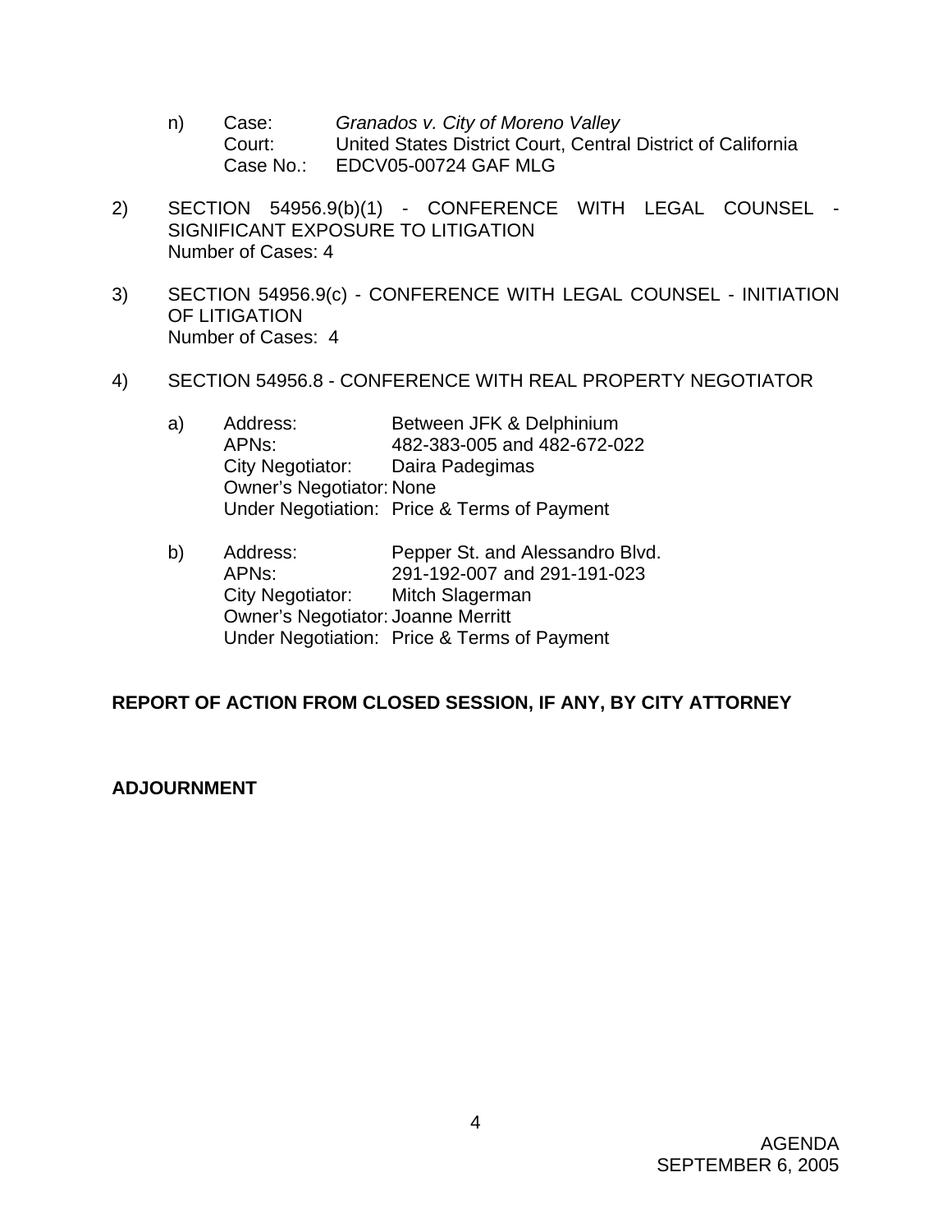n) Case: *Granados v. City of Moreno Valley*
Court: United States District Court, Central District of California
Case No.: EDCV05-00724 GAF MLG

2) SECTION 54956.9(b)(1) - CONFERENCE WITH LEGAL COUNSEL - SIGNIFICANT EXPOSURE TO LITIGATION
Number of Cases: 4

3) SECTION 54956.9(c) - CONFERENCE WITH LEGAL COUNSEL - INITIATION OF LITIGATION
Number of Cases: 4

4) SECTION 54956.8 - CONFERENCE WITH REAL PROPERTY NEGOTIATOR

a) Address: Between JFK & Delphinium
APNs: 482-383-005 and 482-672-022
City Negotiator: Daira Padegimas
Owner's Negotiator: None
Under Negotiation: Price & Terms of Payment

b) Address: Pepper St. and Alessandro Blvd.
APNs: 291-192-007 and 291-191-023
City Negotiator: Mitch Slagerman
Owner's Negotiator: Joanne Merritt
Under Negotiation: Price & Terms of Payment

**REPORT OF ACTION FROM CLOSED SESSION, IF ANY, BY CITY ATTORNEY**

**ADJOURNMENT**